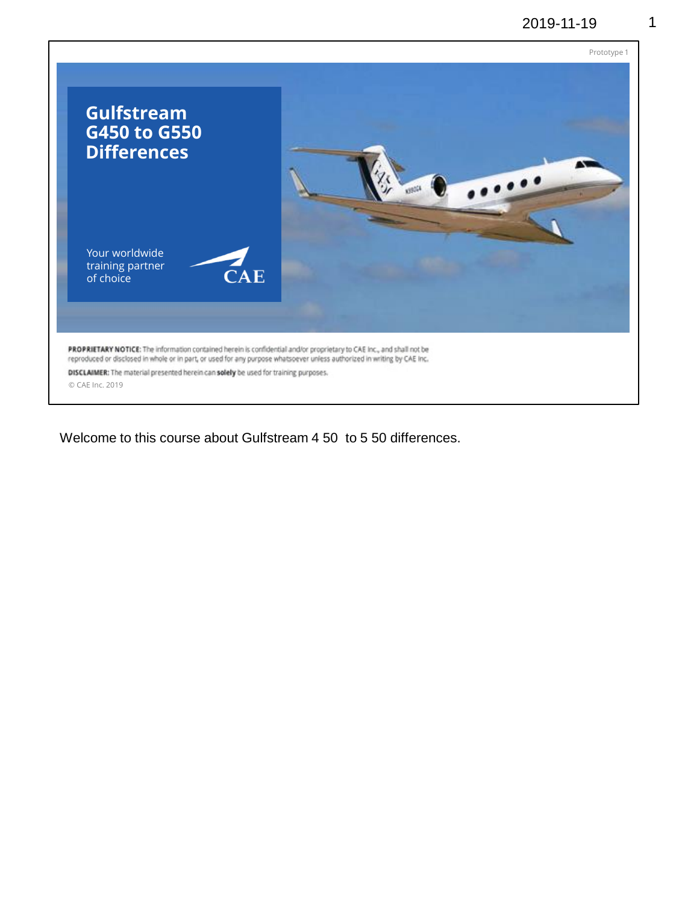Prototype 1

# Gulfstream G450 to G550 Differences

Your worldwide training partner of choice

CAE

**PROPRIETARY NOTICE:** The information contained herein is confidential and/or proprietary to CAE Inc., and shall not be reproduced or disclosed in whole or in part, or used for any purpose whatsoever unless authorized in writing by CAE Inc.

**DISCLAIMER:** The material presented herein can **solely** be used for training purposes.

© CAE Inc. 2019

Welcome to this course about Gulfstream 4 50 to 5 50 differences.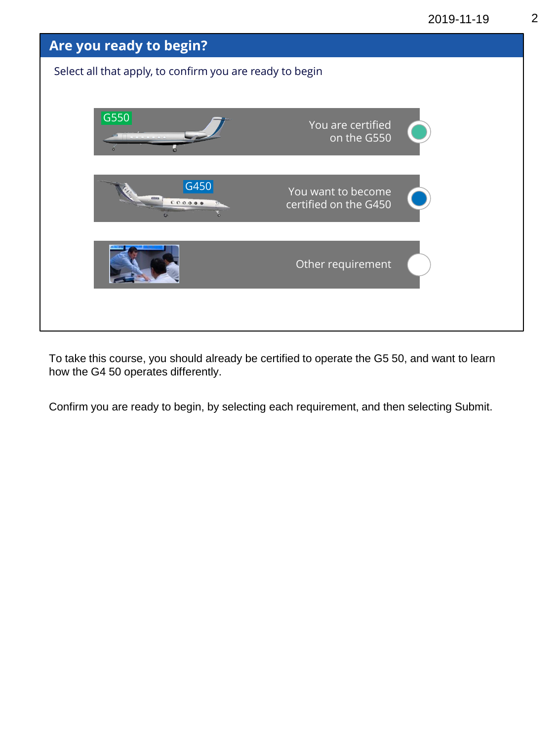## Are you ready to begin?

Select all that apply, to confirm you are ready to begin

- G550 — You are certified on the G550
- G450 — You want to become certified on the G450
- Other requirement

To take this course, you should already be certified to operate the G5 50, and want to learn how the G4 50 operates differently.

Confirm you are ready to begin, by selecting each requirement, and then selecting Submit.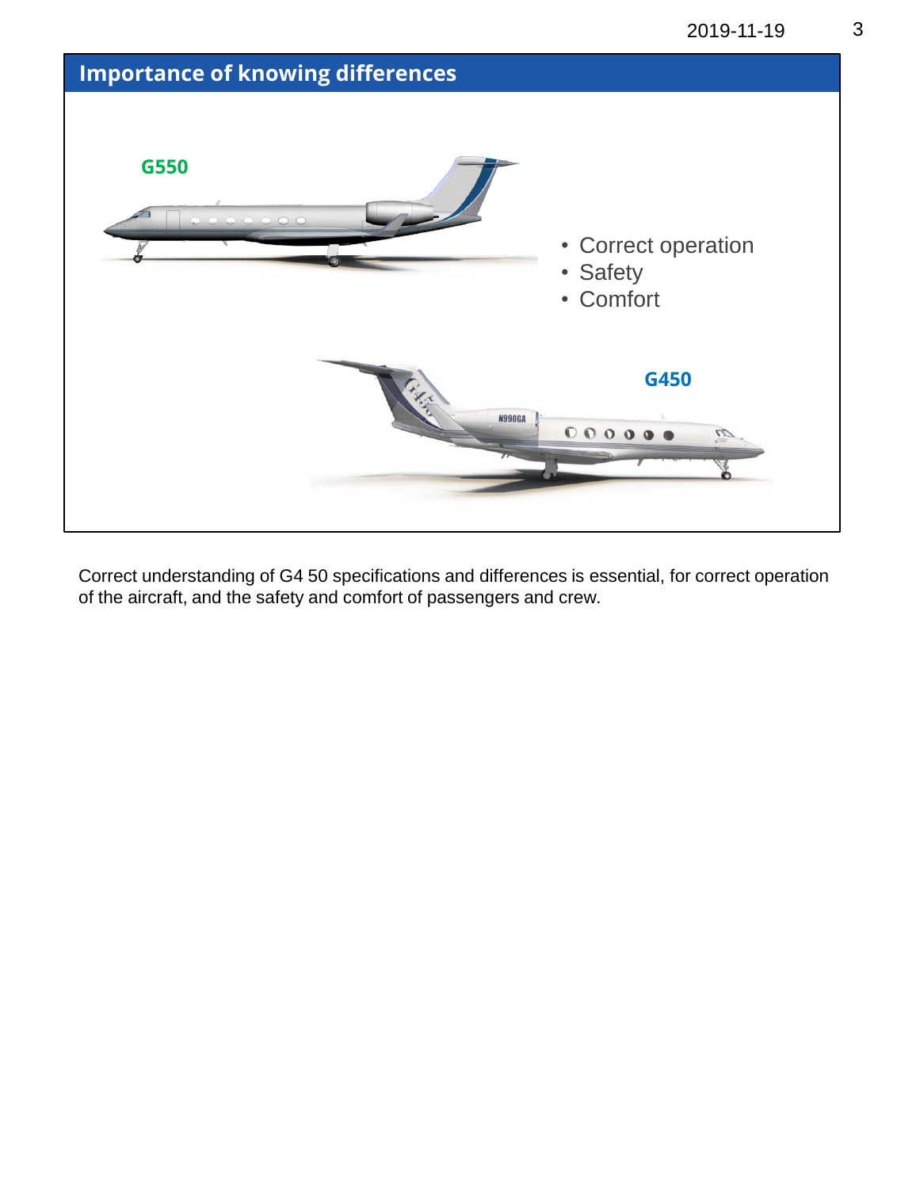## Importance of knowing differences

G550

- Correct operation
- Safety
- Comfort

G450

Correct understanding of G4 50 specifications and differences is essential, for correct operation of the aircraft, and the safety and comfort of passengers and crew.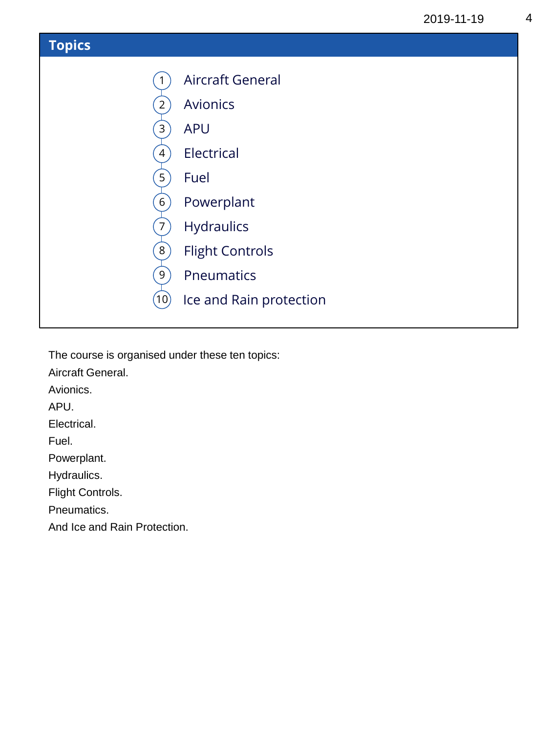## Topics

1. Aircraft General
2. Avionics
3. APU
4. Electrical
5. Fuel
6. Powerplant
7. Hydraulics
8. Flight Controls
9. Pneumatics
10. Ice and Rain protection

The course is organised under these ten topics:

Aircraft General.

Avionics.

APU.

Electrical.

Fuel.

Powerplant.

Hydraulics.

Flight Controls.

Pneumatics.

And Ice and Rain Protection.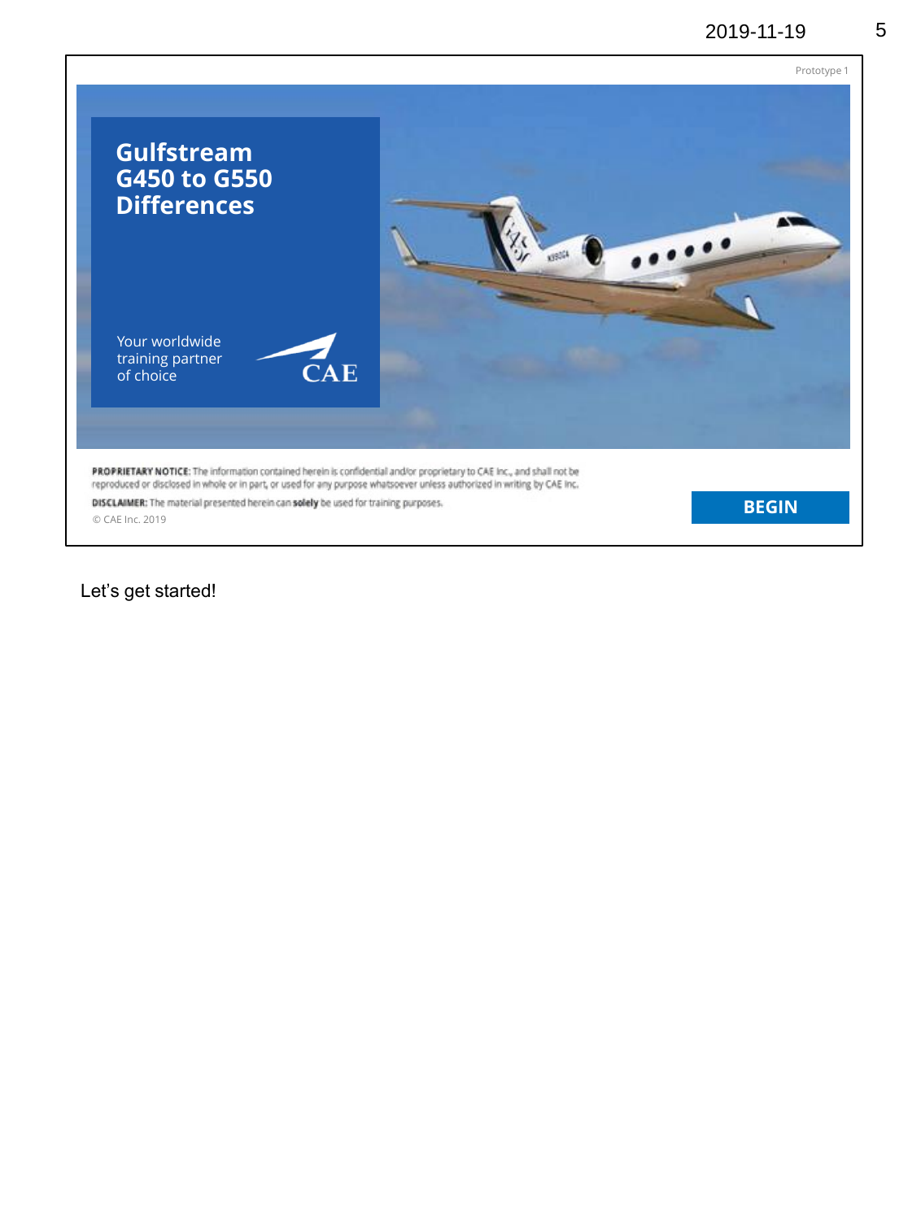Prototype 1

# Gulfstream G450 to G550 Differences

Your worldwide training partner of choice

CAE

**PROPRIETARY NOTICE:** The information contained herein is confidential and/or proprietary to CAE Inc., and shall not be reproduced or disclosed in whole or in part, or used for any purpose whatsoever unless authorized in writing by CAE Inc.

**DISCLAIMER:** The material presented herein can **solely** be used for training purposes.

© CAE Inc. 2019

BEGIN

Let's get started!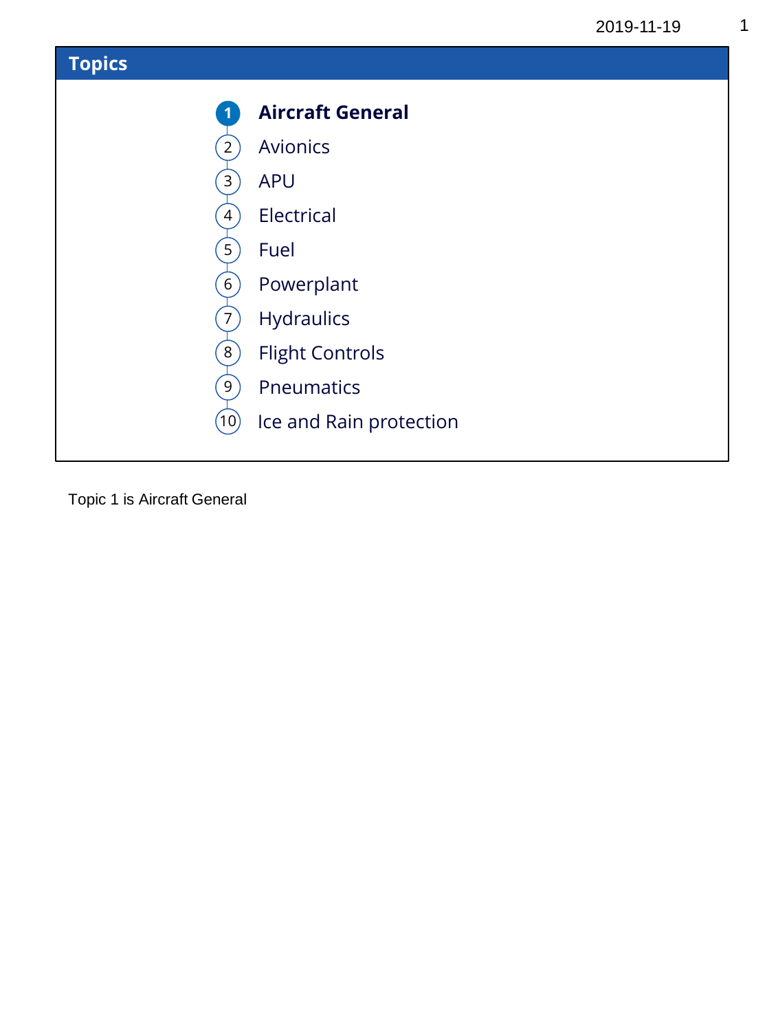## Topics

1. **Aircraft General**
2. Avionics
3. APU
4. Electrical
5. Fuel
6. Powerplant
7. Hydraulics
8. Flight Controls
9. Pneumatics
10. Ice and Rain protection

Topic 1 is Aircraft General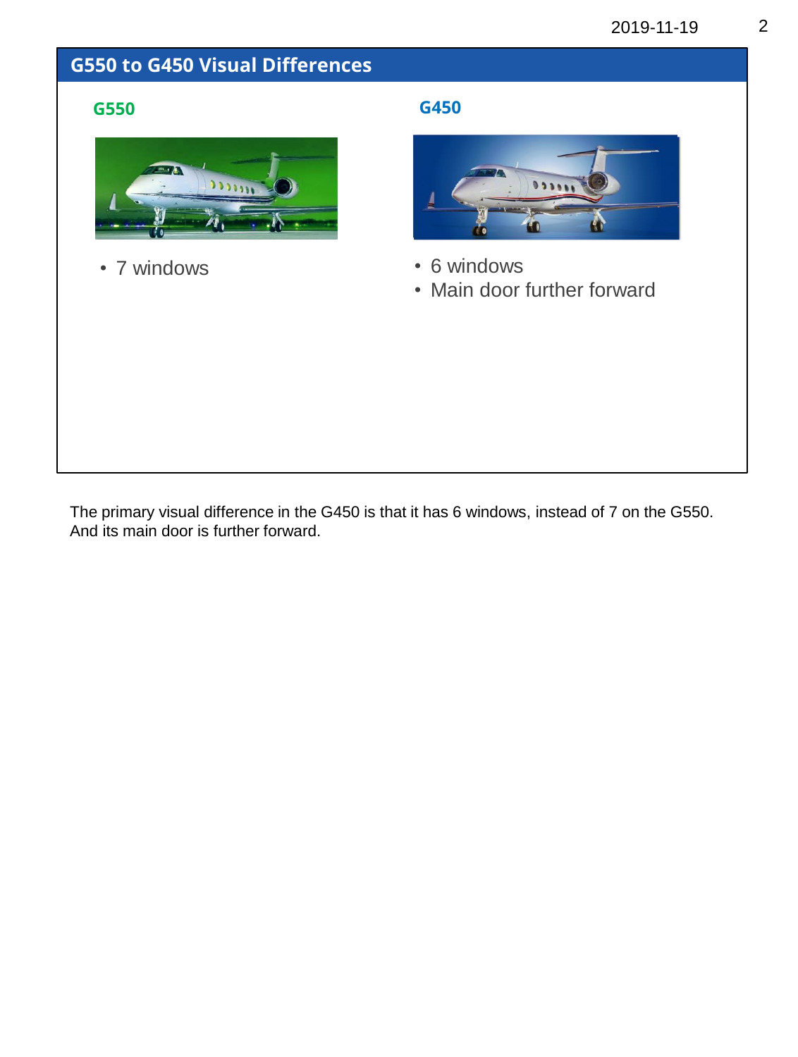## G550 to G450 Visual Differences

**G550**

- 7 windows

**G450**

- 6 windows
- Main door further forward

The primary visual difference in the G450 is that it has 6 windows, instead of 7 on the G550. And its main door is further forward.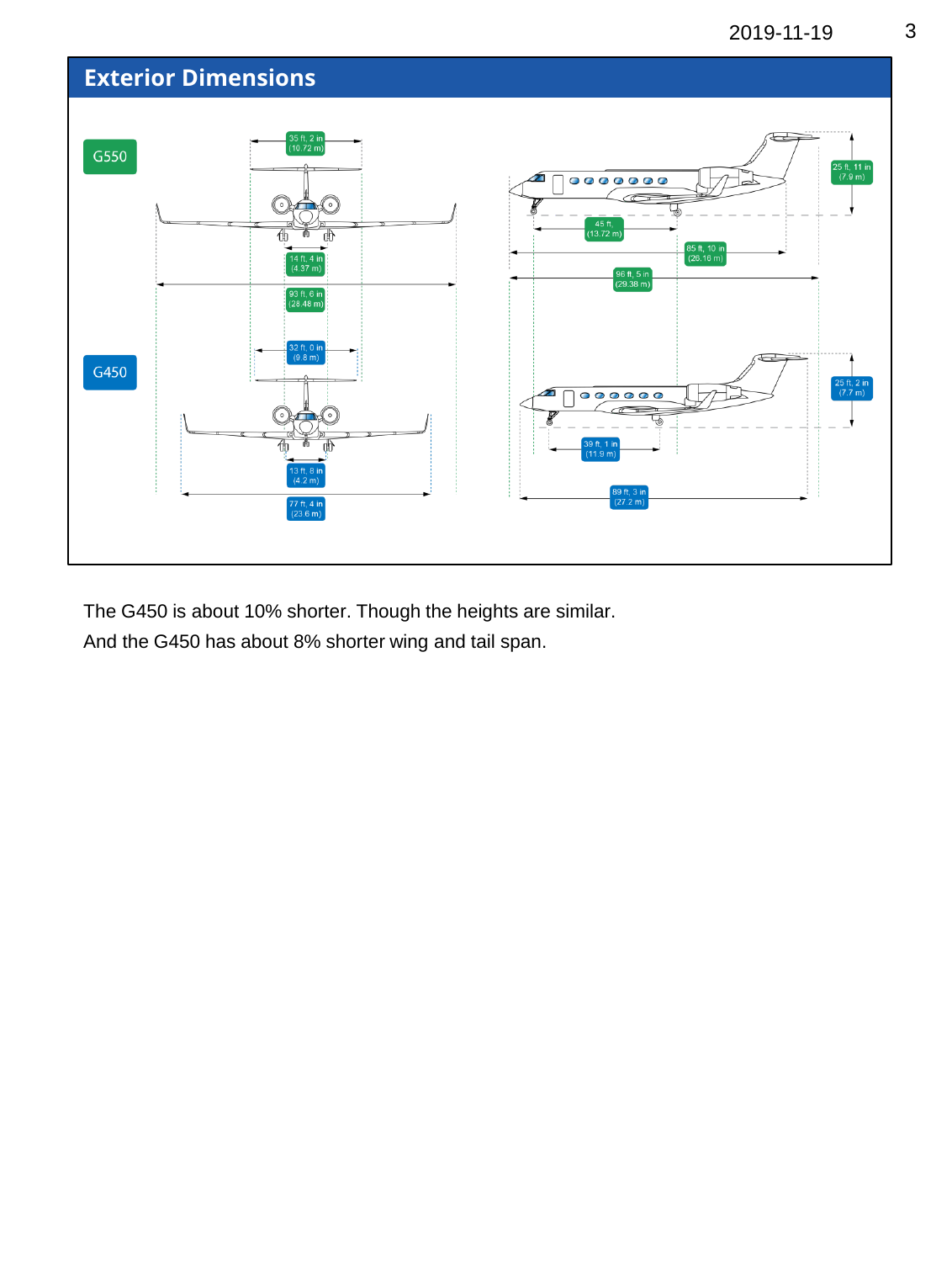## Exterior Dimensions

G550

35 ft, 2 in (10.72 m)

14 ft, 4 in (4.37 m)

93 ft, 6 in (28.48 m)

25 ft, 11 in (7.9 m)

45 ft, (13.72 m)

85 ft, 10 in (26.16 m)

96 ft, 5 in (29.38 m)

G450

32 ft, 0 in (9.8 m)

13 ft, 8 in (4.2 m)

77 ft, 4 in (23.6 m)

25 ft, 2 in (7.7 m)

39 ft, 1 in (11.9 m)

89 ft, 3 in (27.2 m)

The G450 is about 10% shorter. Though the heights are similar.

And the G450 has about 8% shorter wing and tail span.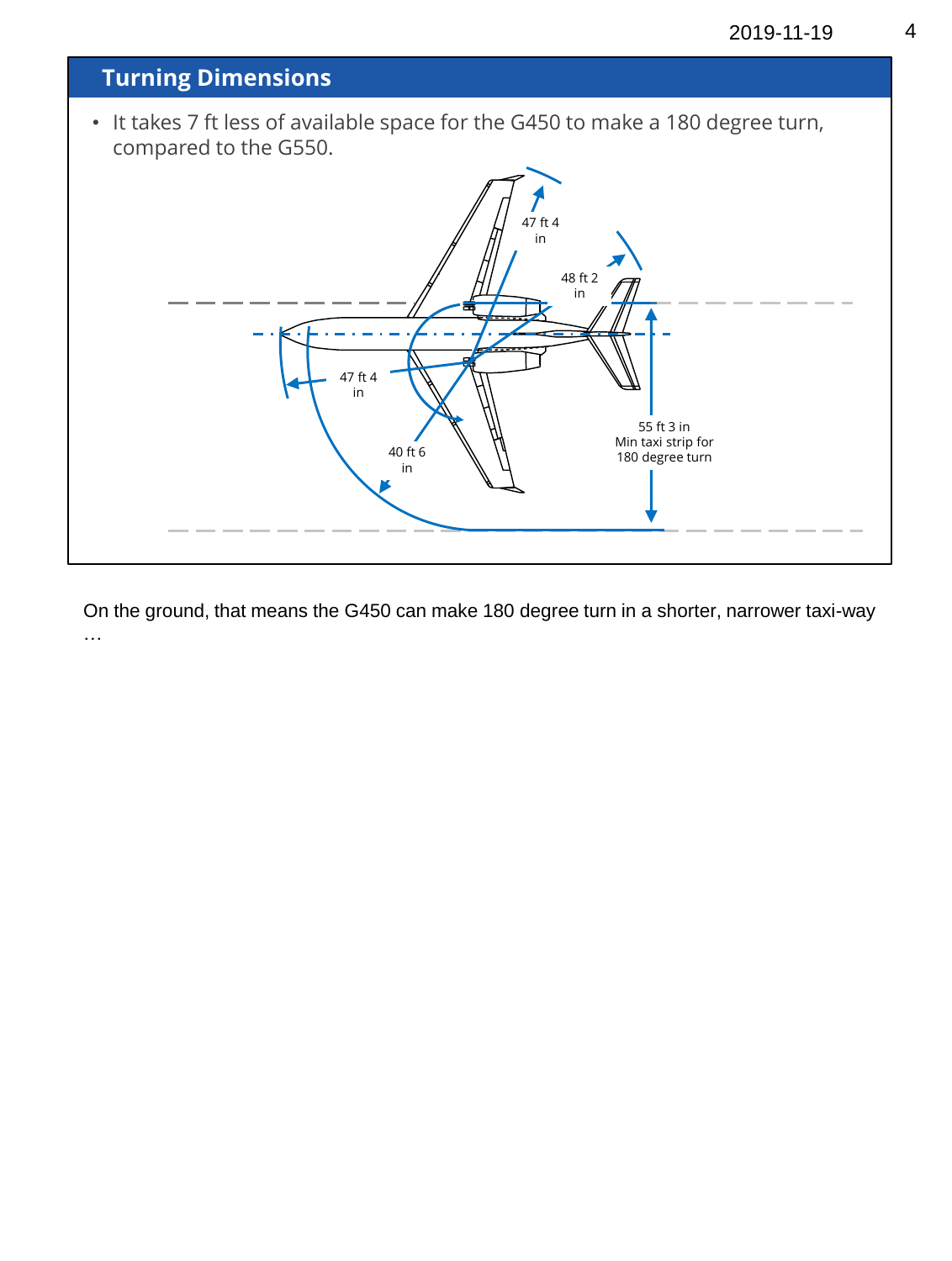## Turning Dimensions

- It takes 7 ft less of available space for the G450 to make a 180 degree turn, compared to the G550.

47 ft 4 in

48 ft 2 in

47 ft 4 in

40 ft 6 in

55 ft 3 in
Min taxi strip for 180 degree turn

On the ground, that means the G450 can make 180 degree turn in a shorter, narrower taxi-way …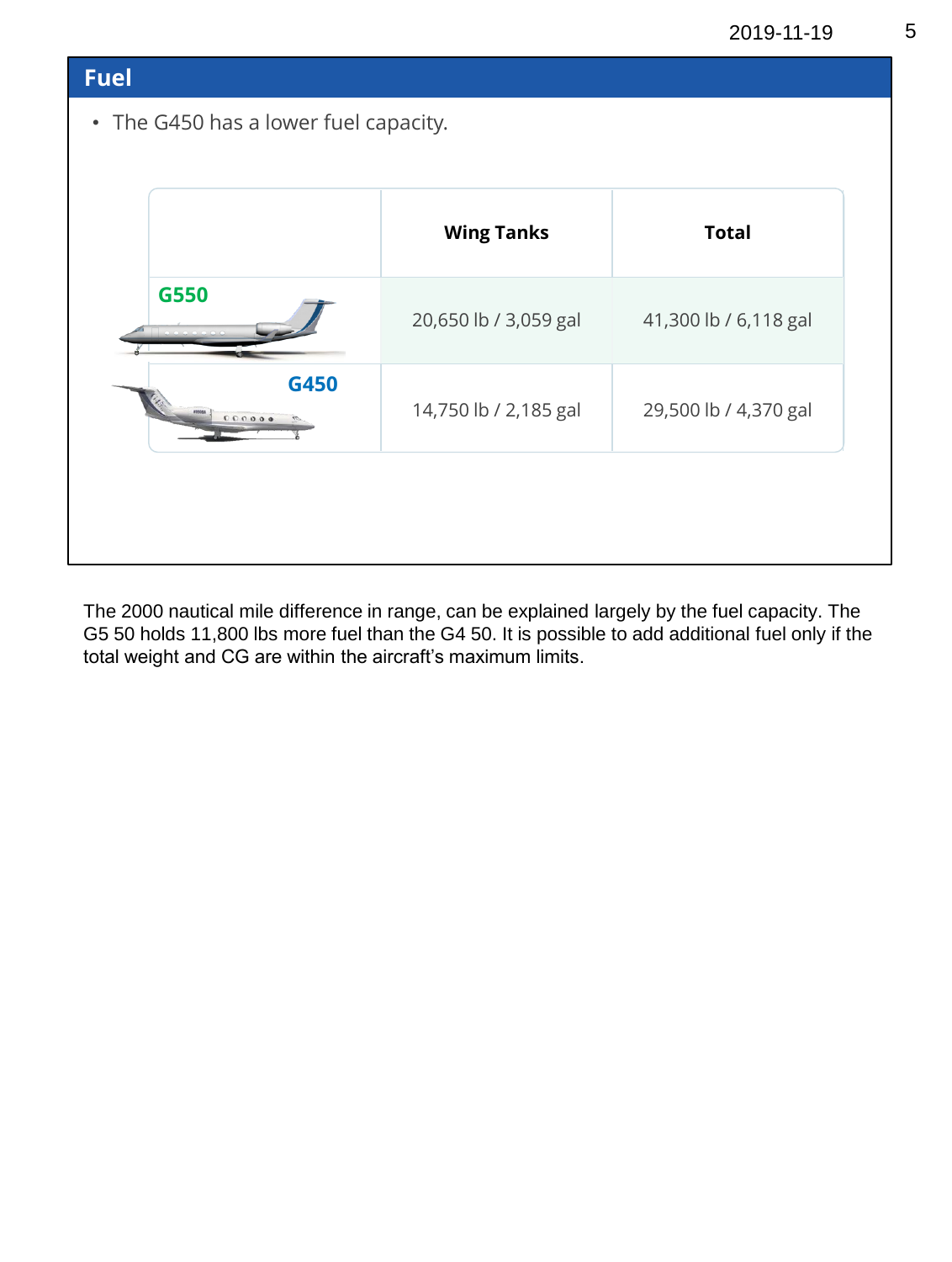## Fuel

- The G450 has a lower fuel capacity.

| | Wing Tanks | Total |
|---|---|---|
| G550 | 20,650 lb / 3,059 gal | 41,300 lb / 6,118 gal |
| G450 | 14,750 lb / 2,185 gal | 29,500 lb / 4,370 gal |

The 2000 nautical mile difference in range, can be explained largely by the fuel capacity. The G5 50 holds 11,800 lbs more fuel than the G4 50. It is possible to add additional fuel only if the total weight and CG are within the aircraft's maximum limits.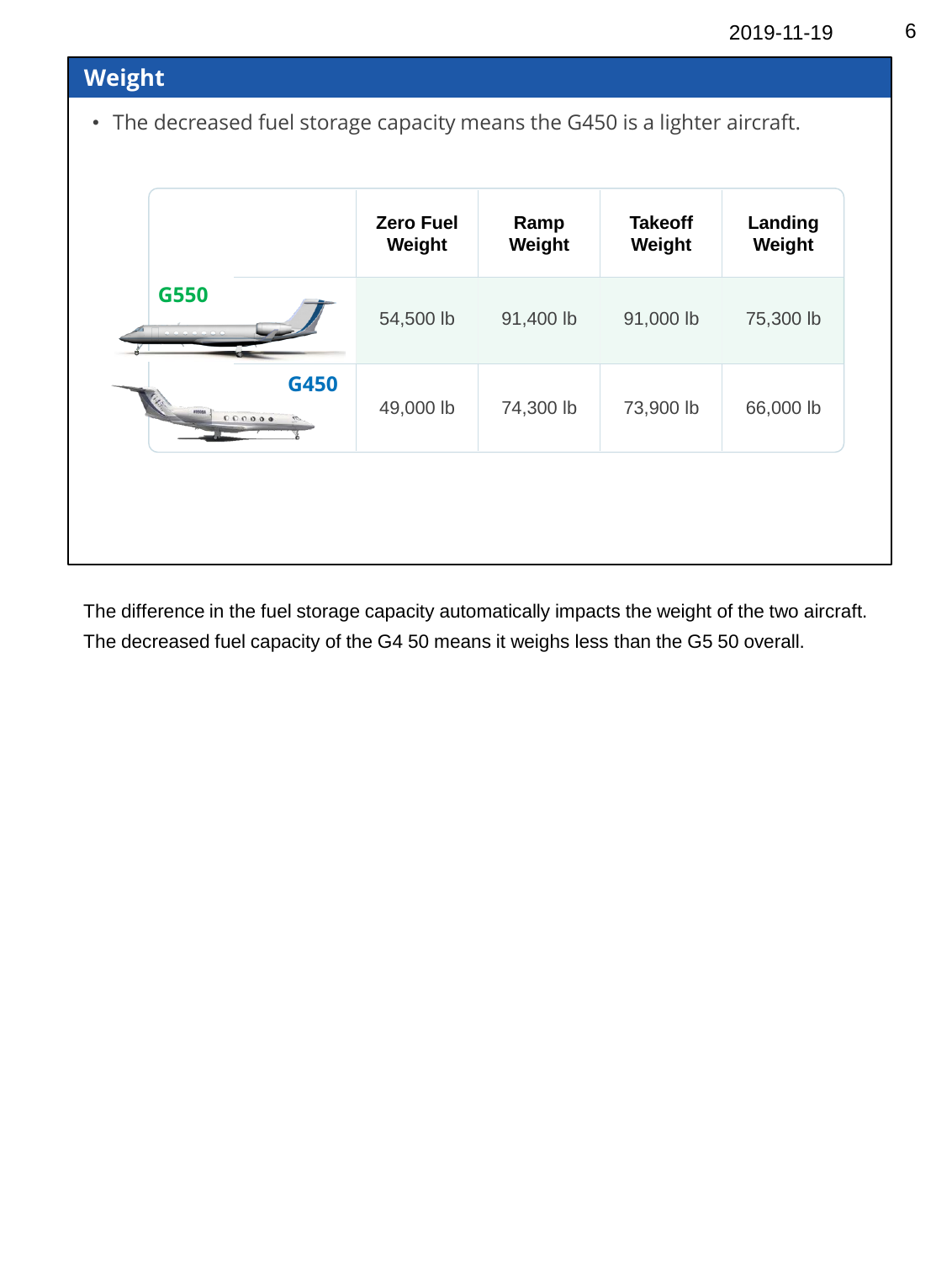## Weight

- The decreased fuel storage capacity means the G450 is a lighter aircraft.

| | Zero Fuel Weight | Ramp Weight | Takeoff Weight | Landing Weight |
|---|---|---|---|---|
| G550 | 54,500 lb | 91,400 lb | 91,000 lb | 75,300 lb |
| G450 | 49,000 lb | 74,300 lb | 73,900 lb | 66,000 lb |

The difference in the fuel storage capacity automatically impacts the weight of the two aircraft. The decreased fuel capacity of the G4 50 means it weighs less than the G5 50 overall.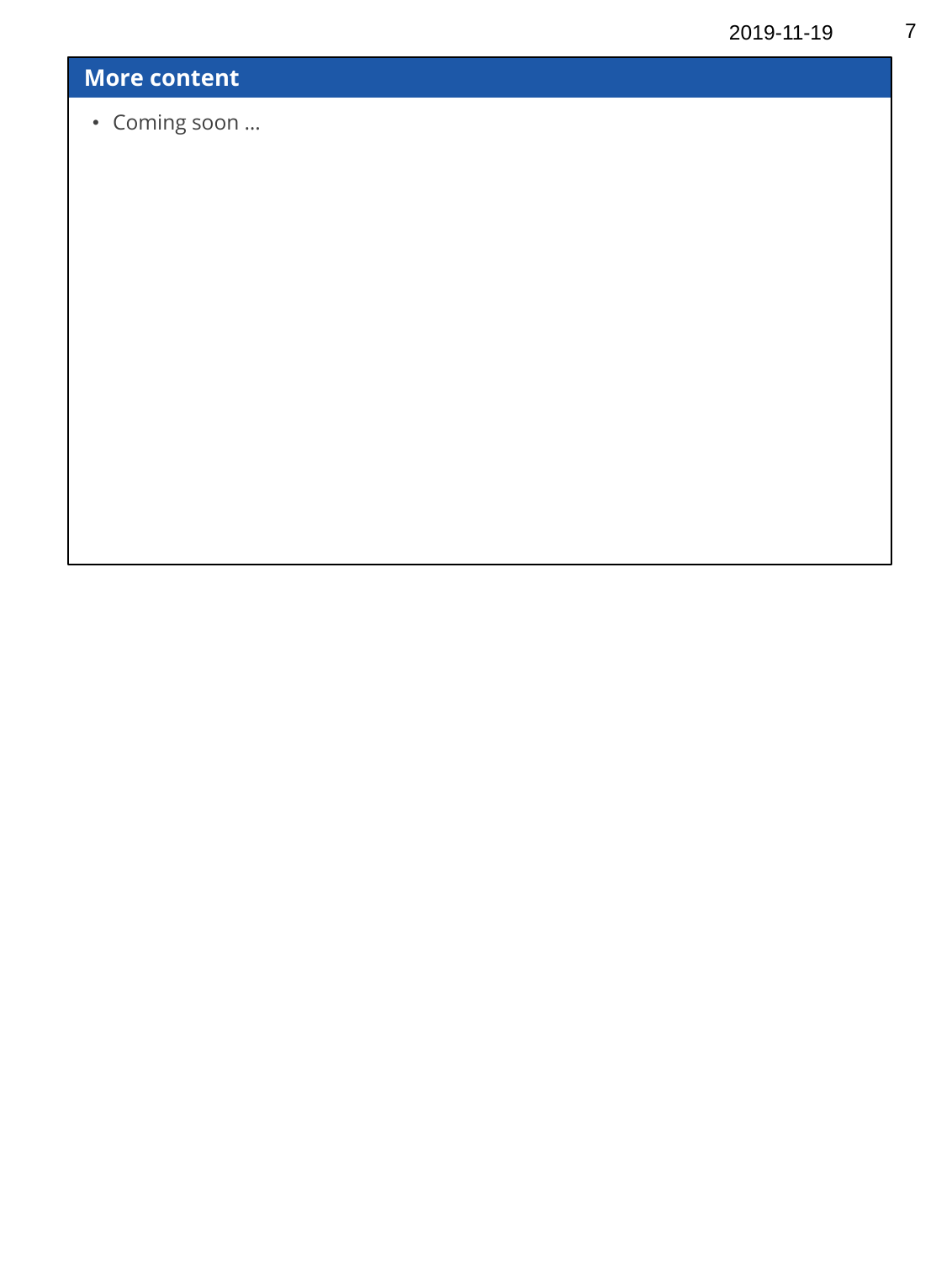## More content

- Coming soon …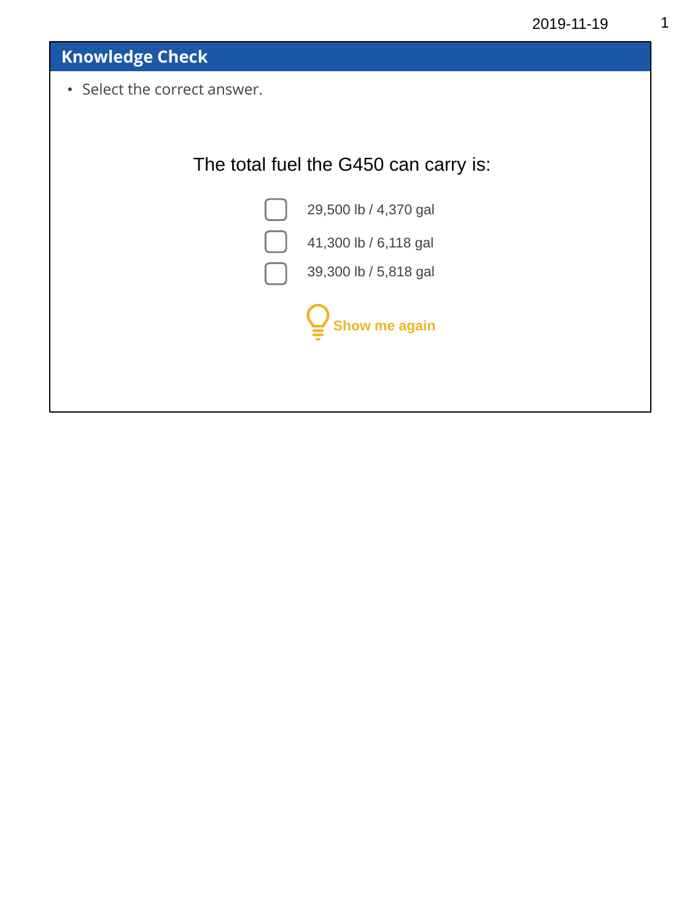## Knowledge Check

- Select the correct answer.

The total fuel the G450 can carry is:

- [ ] 29,500 lb / 4,370 gal
- [ ] 41,300 lb / 6,118 gal
- [ ] 39,300 lb / 5,818 gal

**Show me again**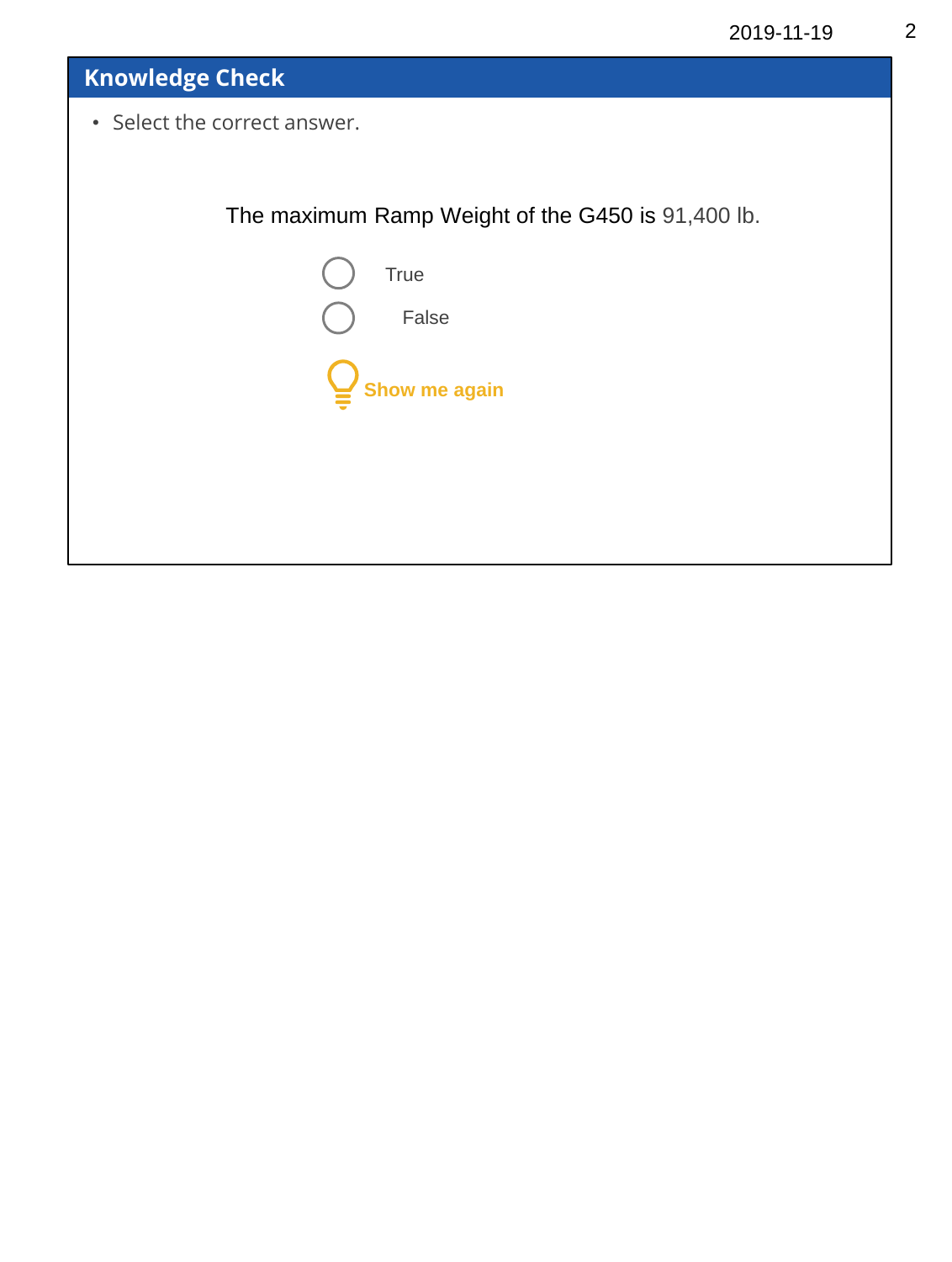## Knowledge Check

- Select the correct answer.

The maximum Ramp Weight of the G450 is 91,400 lb.

- True
- False

Show me again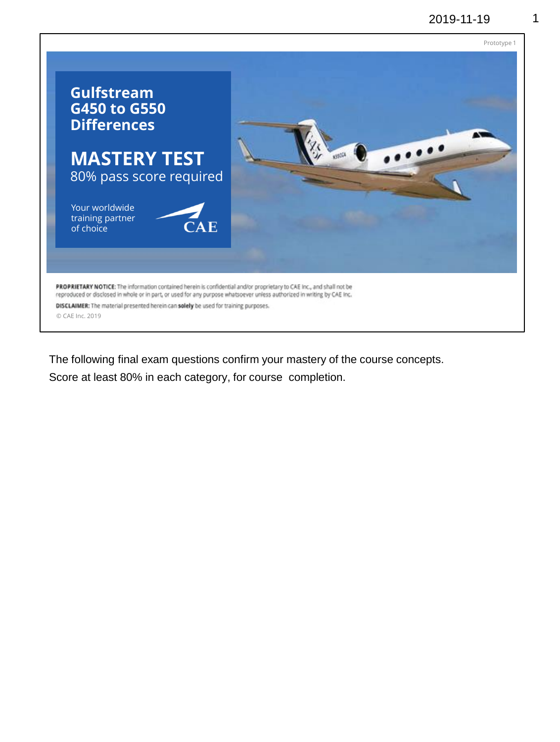Prototype 1

# Gulfstream G450 to G550 Differences

## MASTERY TEST

80% pass score required

Your worldwide training partner of choice

CAE

**PROPRIETARY NOTICE:** The information contained herein is confidential and/or proprietary to CAE Inc., and shall not be reproduced or disclosed in whole or in part, or used for any purpose whatsoever unless authorized in writing by CAE Inc.

**DISCLAIMER:** The material presented herein can **solely** be used for training purposes.

© CAE Inc. 2019

The following final exam questions confirm your mastery of the course concepts.

Score at least 80% in each category, for course completion.